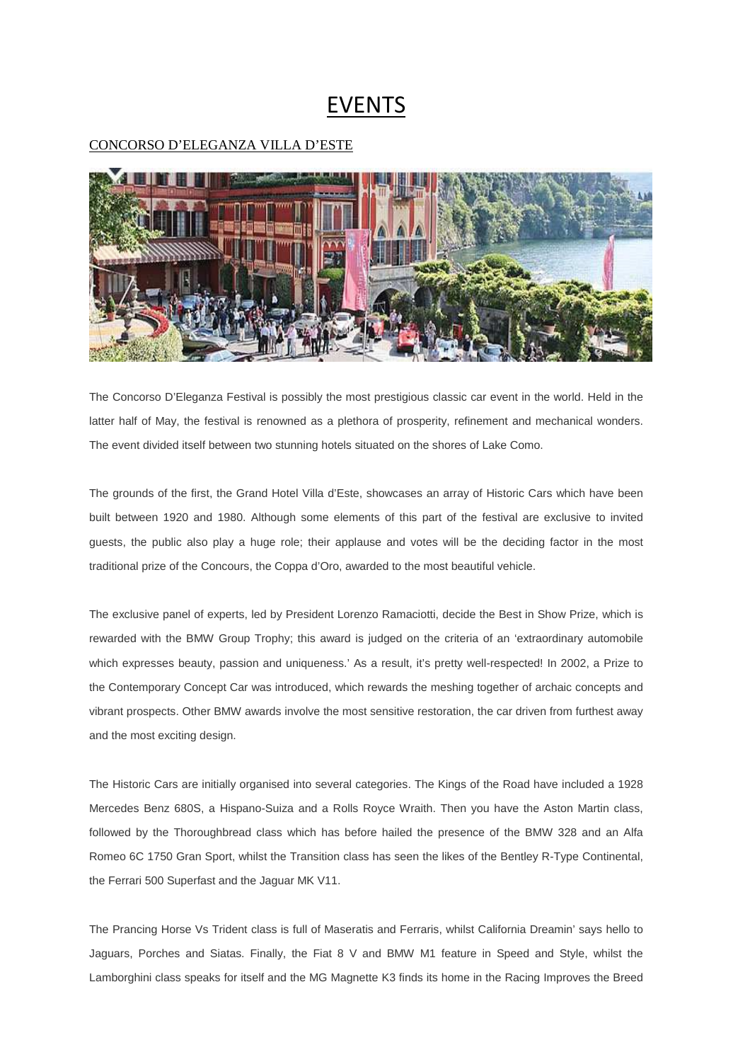# EVENTS

## CONCORSO D'ELEGANZA VILLA D'ESTE

The Concorso D'Eleganza Festival is possibly the most prestigious classic car event in the world. Held in the latter half of May, the festival is renowned as a plethora of prosperity, refinement and mechanical wonders. The event divided itself between two stunning hotels situated on the shores of Lake Como.

The grounds of the first, the Grand Hotel Villa d'Este, showcases an array of Historic Cars which have been built between 1920 and 1980. Although some elements of this part of the festival are exclusive to invited guests, the public also play a huge role; their applause and votes will be the deciding factor in the most traditional prize of the Concours, the Coppa d'Oro, awarded to the most beautiful vehicle.

The exclusive panel of experts, led by President Lorenzo Ramaciotti, decide the Best in Show Prize, which is rewarded with the BMW Group Trophy; this award is judged on the criteria of an 'extraordinary automobile which expresses beauty, passion and uniqueness.' As a result, it's pretty well-respected! In 2002, a Prize to the Contemporary Concept Car was introduced, which rewards the meshing together of archaic concepts and vibrant prospects. Other BMW awards involve the most sensitive restoration, the car driven from furthest away and the most exciting design.

The Historic Cars are initially organised into several categories. The Kings of the Road have included a 1928 Mercedes Benz 680S, a Hispano-Suiza and a Rolls Royce Wraith. Then you have the Aston Martin class, followed by the Thoroughbread class which has before hailed the presence of the BMW 328 and an Alfa Romeo 6C 1750 Gran Sport, whilst the Transition class has seen the likes of the Bentley R-Type Continental, the Ferrari 500 Superfast and the Jaguar MK V11.

The Prancing Horse Vs Trident class is full of Maseratis and Ferraris, whilst California Dreamin' says hello to Jaguars, Porches and Siatas. Finally, the Fiat 8 V and BMW M1 feature in Speed and Style, whilst the Lamborghini class speaks for itself and the MG Magnette K3 finds its home in the Racing Improves the Breed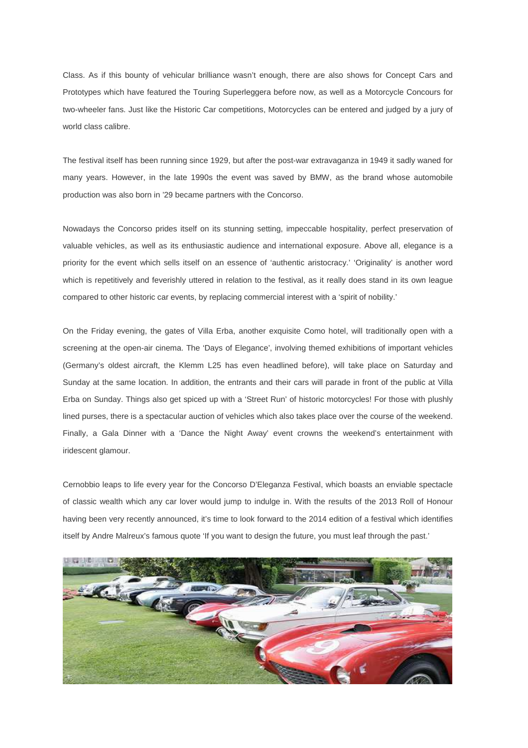Class. As if this bounty of vehicular brilliance wasn't enough, there are also shows for Concept Cars and Prototypes which have featured the Touring Superleggera before now, as well as a Motorcycle Concours for two-wheeler fans. Just like the Historic Car competitions, Motorcycles can be entered and judged by a jury of world class calibre.

The festival itself has been running since 1929, but after the post-war extravaganza in 1949 it sadly waned for many years. However, in the late 1990s the event was saved by BMW, as the brand whose automobile production was also born in '29 became partners with the Concorso.

Nowadays the Concorso prides itself on its stunning setting, impeccable hospitality, perfect preservation of valuable vehicles, as well as its enthusiastic audience and international exposure. Above all, elegance is a priority for the event which sells itself on an essence of 'authentic aristocracy.' 'Originality' is another word which is repetitively and feverishly uttered in relation to the festival, as it really does stand in its own league compared to other historic car events, by replacing commercial interest with a 'spirit of nobility.'

On the Friday evening, the gates of Villa Erba, another exquisite Como hotel, will traditionally open with a screening at the open-air cinema. The 'Days of Elegance', involving themed exhibitions of important vehicles (Germany's oldest aircraft, the Klemm L25 has even headlined before), will take place on Saturday and Sunday at the same location. In addition, the entrants and their cars will parade in front of the public at Villa Erba on Sunday. Things also get spiced up with a 'Street Run' of historic motorcycles! For those with plushly lined purses, there is a spectacular auction of vehicles which also takes place over the course of the weekend. Finally, a Gala Dinner with a 'Dance the Night Away' event crowns the weekend's entertainment with iridescent glamour.

Cernobbio leaps to life every year for the Concorso D'Eleganza Festival, which boasts an enviable spectacle of classic wealth which any car lover would jump to indulge in. With the results of the 2013 Roll of Honour having been very recently announced, it's time to look forward to the 2014 edition of a festival which identifies itself by Andre Malreux's famous quote 'If you want to design the future, you must leaf through the past.'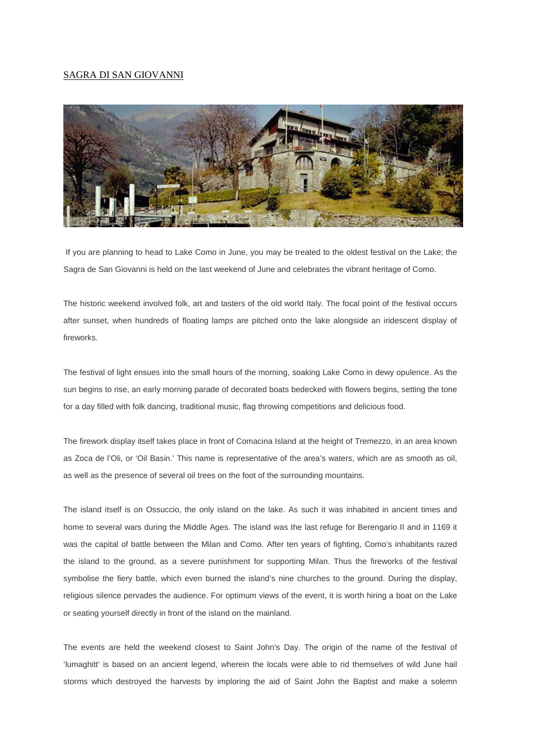SAGRA DI SAN GIOVANNI

If you are planning to head to Lake Como in June, you may be treated to the oldest festival on the Lake; the Sagra de San Giovanni is held on the last weekend of June and celebrates the vibrant heritage of Como.

The historic weekend involved folk, art and tasters of the old world Italy. The focal point of the festival occurs after sunset, when hundreds of floating lamps are pitched onto the lake alongside an iridescent display of fireworks.

The festival of light ensues into the small hours of the morning, soaking Lake Como in dewy opulence. As the sun begins to rise, an early morning parade of decorated boats bedecked with flowers begins, setting the tone for a day filled with folk dancing, traditional music, flag throwing competitions and delicious food.

The firework display itself takes place in front of Comacina Island at the height of Tremezzo, in an area known as Zoca de l'Oli, or 'Oil Basin.' This name is representative of the area's waters, which are as smooth as oil, as well as the presence of several oil trees on the foot of the surrounding mountains.

The island itself is on Ossuccio, the only island on the lake. As such it was inhabited in ancient times and home to several wars during the Middle Ages. The island was the last refuge for Berengario II and in 1169 it was the capital of battle between the Milan and Como. After ten years of fighting, Como's inhabitants razed the island to the ground, as a severe punishment for supporting Milan. Thus the fireworks of the festival symbolise the fiery battle, which even burned the island's nine churches to the ground. During the display, religious silence pervades the audience. For optimum views of the event, it is worth hiring a boat on the Lake or seating yourself directly in front of the island on the mainland.

The events are held the weekend closest to Saint John's Day. The origin of the name of the festival of 'lumaghitt' is based on an ancient legend, wherein the locals were able to rid themselves of wild June hail storms which destroyed the harvests by imploring the aid of Saint John the Baptist and make a solemn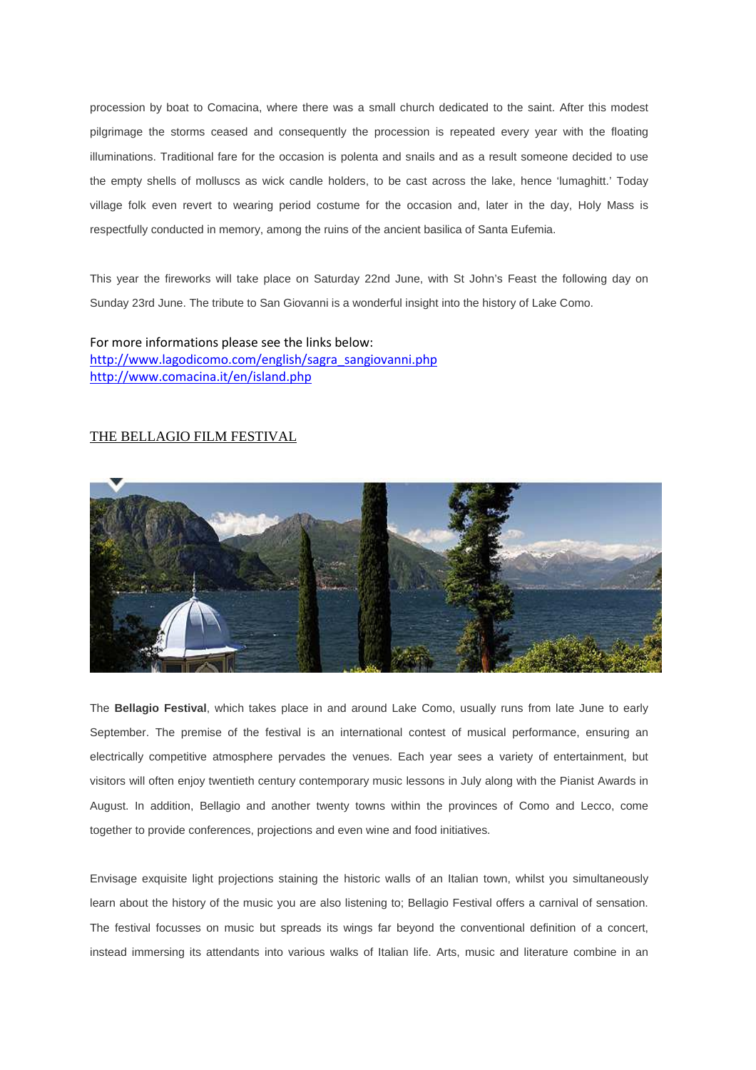procession by boat to Comacina, where there was a small church dedicated to the saint. After this modest pilgrimage the storms ceased and consequently the procession is repeated every year with the floating illuminations. Traditional fare for the occasion is polenta and snails and as a result someone decided to use the empty shells of molluscs as wick candle holders, to be cast across the lake, hence 'lumaghitt.' Today village folk even revert to wearing period costume for the occasion and, later in the day, Holy Mass is respectfully conducted in memory, among the ruins of the ancient basilica of Santa Eufemia.

This year the fireworks will take place on Saturday 22nd June, with St John's Feast the following day on Sunday 23rd June. The tribute to San Giovanni is a wonderful insight into the history of Lake Como.

For more informations please see the links below:
http://www.lagodicomo.com/english/sagra_sangiovanni.php
http://www.comacina.it/en/island.php

## THE BELLAGIO FILM FESTIVAL

The **Bellagio Festival**, which takes place in and around Lake Como, usually runs from late June to early September. The premise of the festival is an international contest of musical performance, ensuring an electrically competitive atmosphere pervades the venues. Each year sees a variety of entertainment, but visitors will often enjoy twentieth century contemporary music lessons in July along with the Pianist Awards in August. In addition, Bellagio and another twenty towns within the provinces of Como and Lecco, come together to provide conferences, projections and even wine and food initiatives.

Envisage exquisite light projections staining the historic walls of an Italian town, whilst you simultaneously learn about the history of the music you are also listening to; Bellagio Festival offers a carnival of sensation. The festival focusses on music but spreads its wings far beyond the conventional definition of a concert, instead immersing its attendants into various walks of Italian life. Arts, music and literature combine in an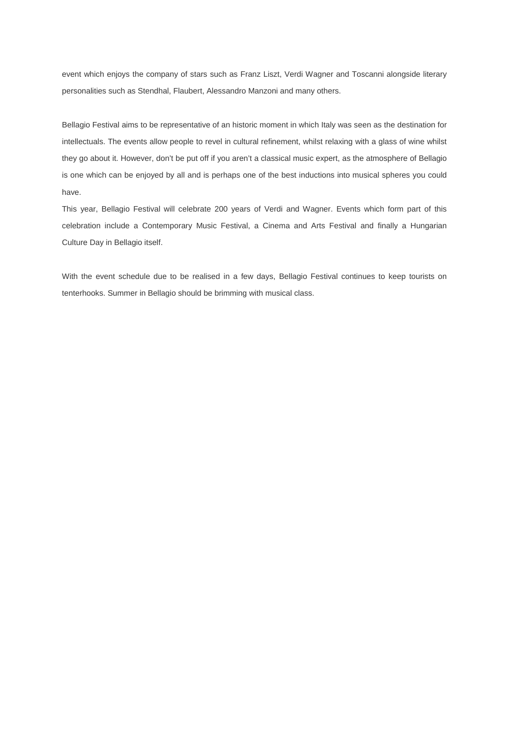event which enjoys the company of stars such as Franz Liszt, Verdi Wagner and Toscanni alongside literary personalities such as Stendhal, Flaubert, Alessandro Manzoni and many others.

Bellagio Festival aims to be representative of an historic moment in which Italy was seen as the destination for intellectuals. The events allow people to revel in cultural refinement, whilst relaxing with a glass of wine whilst they go about it. However, don't be put off if you aren't a classical music expert, as the atmosphere of Bellagio is one which can be enjoyed by all and is perhaps one of the best inductions into musical spheres you could have.

This year, Bellagio Festival will celebrate 200 years of Verdi and Wagner. Events which form part of this celebration include a Contemporary Music Festival, a Cinema and Arts Festival and finally a Hungarian Culture Day in Bellagio itself.

With the event schedule due to be realised in a few days, Bellagio Festival continues to keep tourists on tenterhooks. Summer in Bellagio should be brimming with musical class.